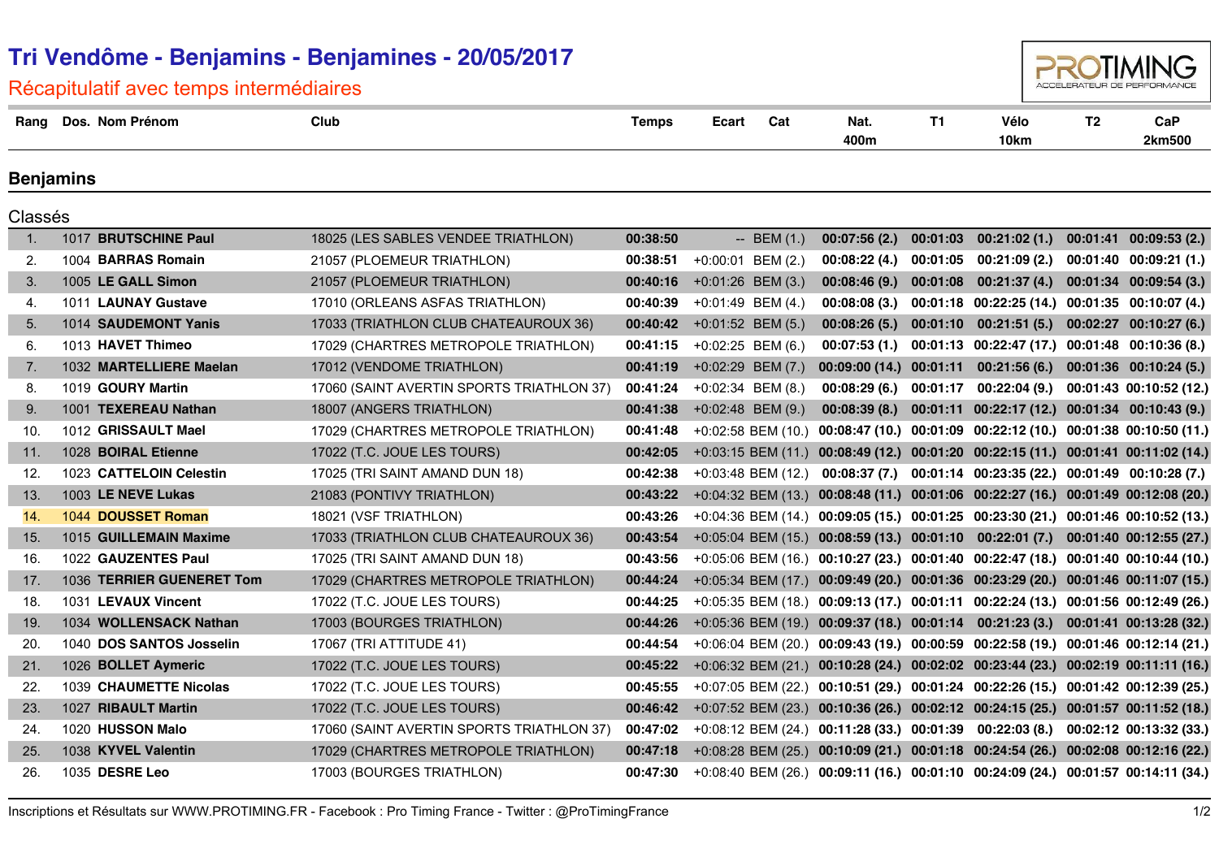# Tri Vendôme - Benjamins - Benjamines - 20/05/2017

## Récapitulatif avec temps intermédiaires

### Benjamins

Classés

| Rang | Dos. | Nom Prénom | Club | Temps | Ecart | Cat | Nat. 400m | T1 | Vélo 10km | T2 | CaP 2km500 |
|---|---|---|---|---|---|---|---|---|---|---|---|
| 1. | 1017 | **BRUTSCHINE Paul** | 18025 (LES SABLES VENDEE TRIATHLON) | **00:38:50** | -- | BEM (1.) | **00:07:56 (2.)** | **00:01:03** | **00:21:02 (1.)** | **00:01:41** | **00:09:53 (2.)** |
| 2. | 1004 | **BARRAS Romain** | 21057 (PLOEMEUR TRIATHLON) | **00:38:51** | +0:00:01 | BEM (2.) | **00:08:22 (4.)** | **00:01:05** | **00:21:09 (2.)** | **00:01:40** | **00:09:21 (1.)** |
| 3. | 1005 | **LE GALL Simon** | 21057 (PLOEMEUR TRIATHLON) | **00:40:16** | +0:01:26 | BEM (3.) | **00:08:46 (9.)** | **00:01:08** | **00:21:37 (4.)** | **00:01:34** | **00:09:54 (3.)** |
| 4. | 1011 | **LAUNAY Gustave** | 17010 (ORLEANS ASFAS TRIATHLON) | **00:40:39** | +0:01:49 | BEM (4.) | **00:08:08 (3.)** | **00:01:18** | **00:22:25 (14.)** | **00:01:35** | **00:10:07 (4.)** |
| 5. | 1014 | **SAUDEMONT Yanis** | 17033 (TRIATHLON CLUB CHATEAUROUX 36) | **00:40:42** | +0:01:52 | BEM (5.) | **00:08:26 (5.)** | **00:01:10** | **00:21:51 (5.)** | **00:02:27** | **00:10:27 (6.)** |
| 6. | 1013 | **HAVET Thimeo** | 17029 (CHARTRES METROPOLE TRIATHLON) | **00:41:15** | +0:02:25 | BEM (6.) | **00:07:53 (1.)** | **00:01:13** | **00:22:47 (17.)** | **00:01:48** | **00:10:36 (8.)** |
| 7. | 1032 | **MARTELLIERE Maelan** | 17012 (VENDOME TRIATHLON) | **00:41:19** | +0:02:29 | BEM (7.) | **00:09:00 (14.)** | **00:01:11** | **00:21:56 (6.)** | **00:01:36** | **00:10:24 (5.)** |
| 8. | 1019 | **GOURY Martin** | 17060 (SAINT AVERTIN SPORTS TRIATHLON 37) | **00:41:24** | +0:02:34 | BEM (8.) | **00:08:29 (6.)** | **00:01:17** | **00:22:04 (9.)** | **00:01:43** | **00:10:52 (12.)** |
| 9. | 1001 | **TEXEREAU Nathan** | 18007 (ANGERS TRIATHLON) | **00:41:38** | +0:02:48 | BEM (9.) | **00:08:39 (8.)** | **00:01:11** | **00:22:17 (12.)** | **00:01:34** | **00:10:43 (9.)** |
| 10. | 1012 | **GRISSAULT Mael** | 17029 (CHARTRES METROPOLE TRIATHLON) | **00:41:48** | +0:02:58 | BEM (10.) | **00:08:47 (10.)** | **00:01:09** | **00:22:12 (10.)** | **00:01:38** | **00:10:50 (11.)** |
| 11. | 1028 | **BOIRAL Etienne** | 17022 (T.C. JOUE LES TOURS) | **00:42:05** | +0:03:15 | BEM (11.) | **00:08:49 (12.)** | **00:01:20** | **00:22:15 (11.)** | **00:01:41** | **00:11:02 (14.)** |
| 12. | 1023 | **CATTELOIN Celestin** | 17025 (TRI SAINT AMAND DUN 18) | **00:42:38** | +0:03:48 | BEM (12.) | **00:08:37 (7.)** | **00:01:14** | **00:23:35 (22.)** | **00:01:49** | **00:10:28 (7.)** |
| 13. | 1003 | **LE NEVE Lukas** | 21083 (PONTIVY TRIATHLON) | **00:43:22** | +0:04:32 | BEM (13.) | **00:08:48 (11.)** | **00:01:06** | **00:22:27 (16.)** | **00:01:49** | **00:12:08 (20.)** |
| 14. | 1044 | **DOUSSET Roman** | 18021 (VSF TRIATHLON) | **00:43:26** | +0:04:36 | BEM (14.) | **00:09:05 (15.)** | **00:01:25** | **00:23:30 (21.)** | **00:01:46** | **00:10:52 (13.)** |
| 15. | 1015 | **GUILLEMAIN Maxime** | 17033 (TRIATHLON CLUB CHATEAUROUX 36) | **00:43:54** | +0:05:04 | BEM (15.) | **00:08:59 (13.)** | **00:01:10** | **00:22:01 (7.)** | **00:01:40** | **00:12:55 (27.)** |
| 16. | 1022 | **GAUZENTES Paul** | 17025 (TRI SAINT AMAND DUN 18) | **00:43:56** | +0:05:06 | BEM (16.) | **00:10:27 (23.)** | **00:01:40** | **00:22:47 (18.)** | **00:01:40** | **00:10:44 (10.)** |
| 17. | 1036 | **TERRIER GUENERET Tom** | 17029 (CHARTRES METROPOLE TRIATHLON) | **00:44:24** | +0:05:34 | BEM (17.) | **00:09:49 (20.)** | **00:01:36** | **00:23:29 (20.)** | **00:01:46** | **00:11:07 (15.)** |
| 18. | 1031 | **LEVAUX Vincent** | 17022 (T.C. JOUE LES TOURS) | **00:44:25** | +0:05:35 | BEM (18.) | **00:09:13 (17.)** | **00:01:11** | **00:22:24 (13.)** | **00:01:56** | **00:12:49 (26.)** |
| 19. | 1034 | **WOLLENSACK Nathan** | 17003 (BOURGES TRIATHLON) | **00:44:26** | +0:05:36 | BEM (19.) | **00:09:37 (18.)** | **00:01:14** | **00:21:23 (3.)** | **00:01:41** | **00:13:28 (32.)** |
| 20. | 1040 | **DOS SANTOS Josselin** | 17067 (TRI ATTITUDE 41) | **00:44:54** | +0:06:04 | BEM (20.) | **00:09:43 (19.)** | **00:00:59** | **00:22:58 (19.)** | **00:01:46** | **00:12:14 (21.)** |
| 21. | 1026 | **BOLLET Aymeric** | 17022 (T.C. JOUE LES TOURS) | **00:45:22** | +0:06:32 | BEM (21.) | **00:10:28 (24.)** | **00:02:02** | **00:23:44 (23.)** | **00:02:19** | **00:11:11 (16.)** |
| 22. | 1039 | **CHAUMETTE Nicolas** | 17022 (T.C. JOUE LES TOURS) | **00:45:55** | +0:07:05 | BEM (22.) | **00:10:51 (29.)** | **00:01:24** | **00:22:26 (15.)** | **00:01:42** | **00:12:39 (25.)** |
| 23. | 1027 | **RIBAULT Martin** | 17022 (T.C. JOUE LES TOURS) | **00:46:42** | +0:07:52 | BEM (23.) | **00:10:36 (26.)** | **00:02:12** | **00:24:15 (25.)** | **00:01:57** | **00:11:52 (18.)** |
| 24. | 1020 | **HUSSON Malo** | 17060 (SAINT AVERTIN SPORTS TRIATHLON 37) | **00:47:02** | +0:08:12 | BEM (24.) | **00:11:28 (33.)** | **00:01:39** | **00:22:03 (8.)** | **00:02:12** | **00:13:32 (33.)** |
| 25. | 1038 | **KYVEL Valentin** | 17029 (CHARTRES METROPOLE TRIATHLON) | **00:47:18** | +0:08:28 | BEM (25.) | **00:10:09 (21.)** | **00:01:18** | **00:24:54 (26.)** | **00:02:08** | **00:12:16 (22.)** |
| 26. | 1035 | **DESRE Leo** | 17003 (BOURGES TRIATHLON) | **00:47:30** | +0:08:40 | BEM (26.) | **00:09:11 (16.)** | **00:01:10** | **00:24:09 (24.)** | **00:01:57** | **00:14:11 (34.)** |

Inscriptions et Résultats sur WWW.PROTIMING.FR - Facebook : Pro Timing France - Twitter : @ProTimingFrance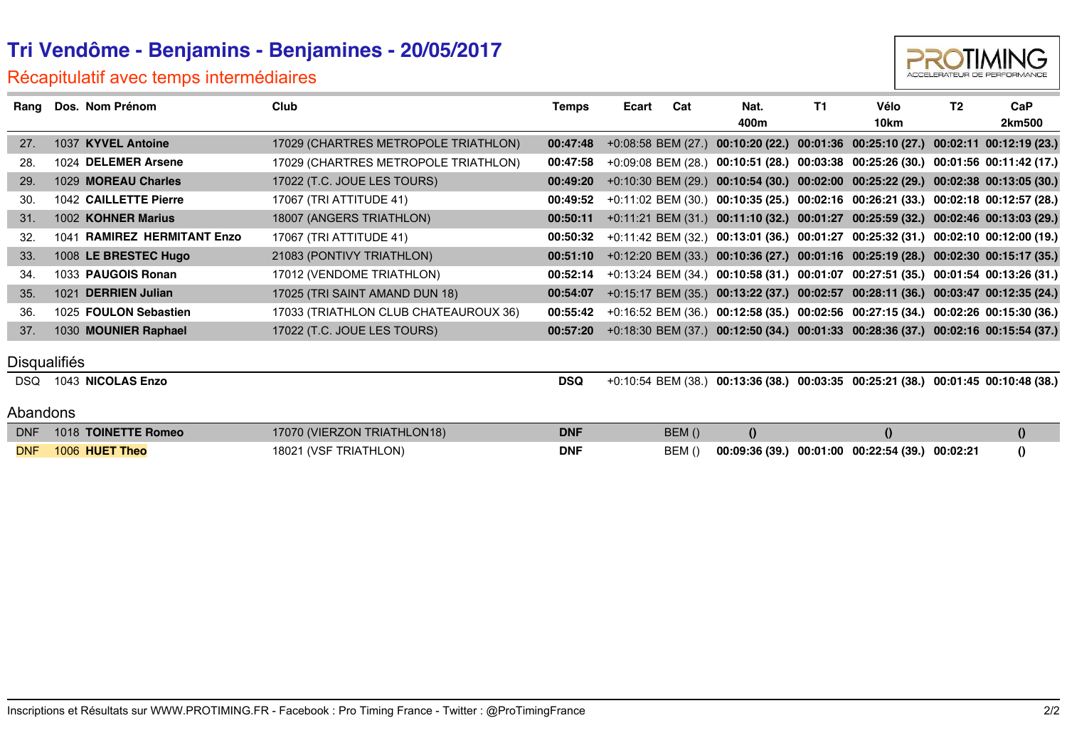# Tri Vendôme - Benjamins - Benjamines - 20/05/2017

## Récapitulatif avec temps intermédiaires

| Rang | Dos. | Nom Prénom | Club | Temps | Ecart | Cat | Nat. 400m | T1 | Vélo 10km | T2 | CaP 2km500 |
|---|---|---|---|---|---|---|---|---|---|---|---|
| 27. | 1037 | **KYVEL Antoine** | 17029 (CHARTRES METROPOLE TRIATHLON) | **00:47:48** | +0:08:58 | BEM (27.) | **00:10:20 (22.)** | **00:01:36** | **00:25:10 (27.)** | **00:02:11** | **00:12:19 (23.)** |
| 28. | 1024 | **DELEMER Arsene** | 17029 (CHARTRES METROPOLE TRIATHLON) | **00:47:58** | +0:09:08 | BEM (28.) | **00:10:51 (28.)** | **00:03:38** | **00:25:26 (30.)** | **00:01:56** | **00:11:42 (17.)** |
| 29. | 1029 | **MOREAU Charles** | 17022 (T.C. JOUE LES TOURS) | **00:49:20** | +0:10:30 | BEM (29.) | **00:10:54 (30.)** | **00:02:00** | **00:25:22 (29.)** | **00:02:38** | **00:13:05 (30.)** |
| 30. | 1042 | **CAILLETTE Pierre** | 17067 (TRI ATTITUDE 41) | **00:49:52** | +0:11:02 | BEM (30.) | **00:10:35 (25.)** | **00:02:16** | **00:26:21 (33.)** | **00:02:18** | **00:12:57 (28.)** |
| 31. | 1002 | **KOHNER Marius** | 18007 (ANGERS TRIATHLON) | **00:50:11** | +0:11:21 | BEM (31.) | **00:11:10 (32.)** | **00:01:27** | **00:25:59 (32.)** | **00:02:46** | **00:13:03 (29.)** |
| 32. | 1041 | **RAMIREZ HERMITANT Enzo** | 17067 (TRI ATTITUDE 41) | **00:50:32** | +0:11:42 | BEM (32.) | **00:13:01 (36.)** | **00:01:27** | **00:25:32 (31.)** | **00:02:10** | **00:12:00 (19.)** |
| 33. | 1008 | **LE BRESTEC Hugo** | 21083 (PONTIVY TRIATHLON) | **00:51:10** | +0:12:20 | BEM (33.) | **00:10:36 (27.)** | **00:01:16** | **00:25:19 (28.)** | **00:02:30** | **00:15:17 (35.)** |
| 34. | 1033 | **PAUGOIS Ronan** | 17012 (VENDOME TRIATHLON) | **00:52:14** | +0:13:24 | BEM (34.) | **00:10:58 (31.)** | **00:01:07** | **00:27:51 (35.)** | **00:01:54** | **00:13:26 (31.)** |
| 35. | 1021 | **DERRIEN Julian** | 17025 (TRI SAINT AMAND DUN 18) | **00:54:07** | +0:15:17 | BEM (35.) | **00:13:22 (37.)** | **00:02:57** | **00:28:11 (36.)** | **00:03:47** | **00:12:35 (24.)** |
| 36. | 1025 | **FOULON Sebastien** | 17033 (TRIATHLON CLUB CHATEAUROUX 36) | **00:55:42** | +0:16:52 | BEM (36.) | **00:12:58 (35.)** | **00:02:56** | **00:27:15 (34.)** | **00:02:26** | **00:15:30 (36.)** |
| 37. | 1030 | **MOUNIER Raphael** | 17022 (T.C. JOUE LES TOURS) | **00:57:20** | +0:18:30 | BEM (37.) | **00:12:50 (34.)** | **00:01:33** | **00:28:36 (37.)** | **00:02:16** | **00:15:54 (37.)** |

### Disqualifiés

| Rang | Dos. | Nom Prénom | Club | Temps | Ecart | Cat | Nat. 400m | T1 | Vélo 10km | T2 | CaP 2km500 |
|---|---|---|---|---|---|---|---|---|---|---|---|
| DSQ | 1043 | **NICOLAS Enzo** | | **DSQ** | +0:10:54 | BEM (38.) | **00:13:36 (38.)** | **00:03:35** | **00:25:21 (38.)** | **00:01:45** | **00:10:48 (38.)** |

### Abandons

| Rang | Dos. | Nom Prénom | Club | Temps | Ecart | Cat | Nat. 400m | T1 | Vélo 10km | T2 | CaP 2km500 |
|---|---|---|---|---|---|---|---|---|---|---|---|
| DNF | 1018 | **TOINETTE Romeo** | 17070 (VIERZON TRIATHLON18) | **DNF** | | BEM () | **()** | | **()** | | **()** |
| DNF | 1006 | **HUET Theo** | 18021 (VSF TRIATHLON) | **DNF** | | BEM () | **00:09:36 (39.)** | **00:01:00** | **00:22:54 (39.)** | **00:02:21** | **()** |

Inscriptions et Résultats sur WWW.PROTIMING.FR - Facebook : Pro Timing France - Twitter : @ProTimingFrance